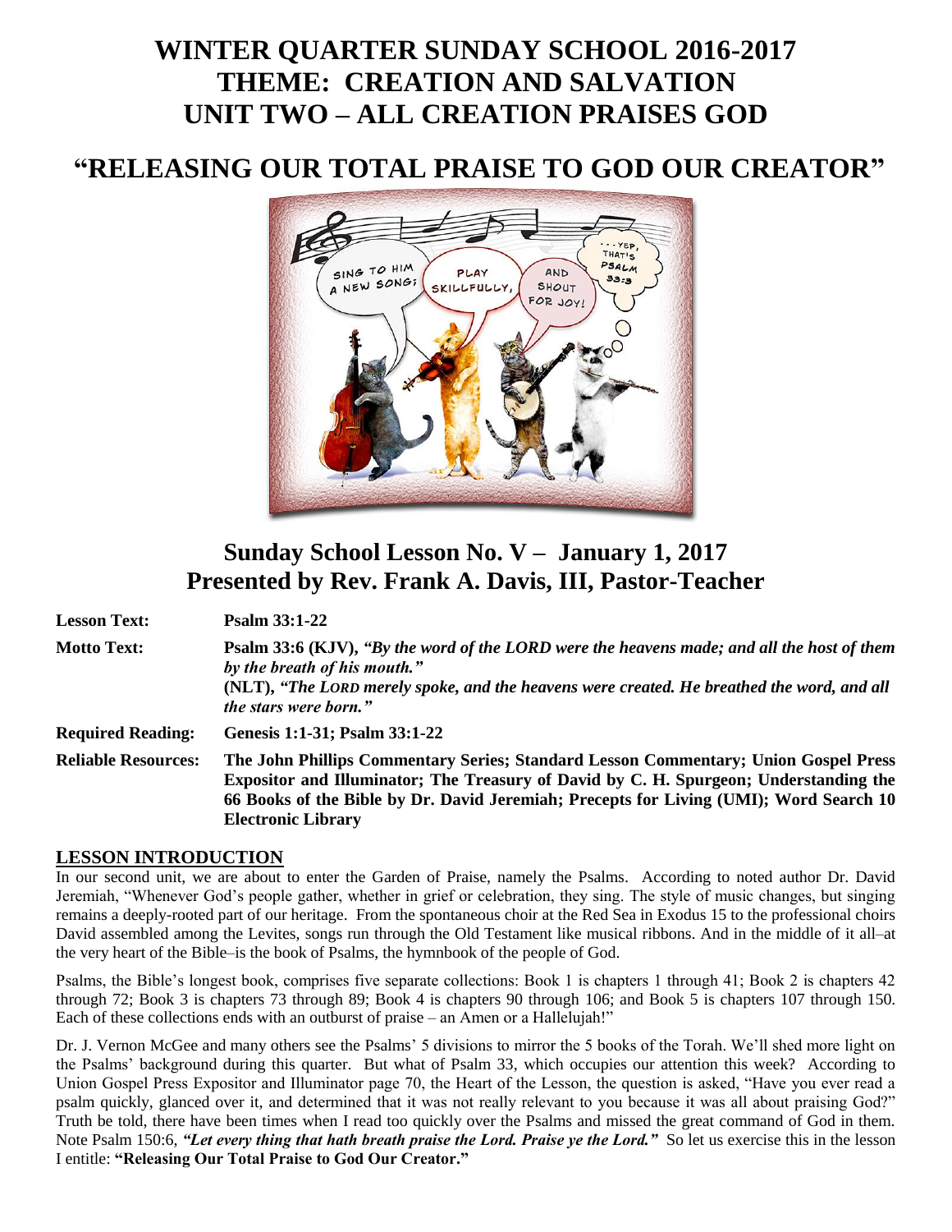# WINTER QUARTER SUNDAY SCHOOL 2016-2017
# THEME: CREATION AND SALVATION
# UNIT TWO – ALL CREATION PRAISES GOD

# "RELEASING OUR TOTAL PRAISE TO GOD OUR CREATOR"

## Sunday School Lesson No. V – January 1, 2017
## Presented by Rev. Frank A. Davis, III, Pastor-Teacher

**Lesson Text:** **Psalm 33:1-22**

**Motto Text:** **Psalm 33:6 (KJV), *"By the word of the LORD were the heavens made; and all the host of them by the breath of his mouth."***
**(NLT), *"The LORD merely spoke, and the heavens were created. He breathed the word, and all the stars were born."***

**Required Reading:** **Genesis 1:1-31; Psalm 33:1-22**

**Reliable Resources:** **The John Phillips Commentary Series; Standard Lesson Commentary; Union Gospel Press Expositor and Illuminator; The Treasury of David by C. H. Spurgeon; Understanding the 66 Books of the Bible by Dr. David Jeremiah; Precepts for Living (UMI); Word Search 10 Electronic Library**

## LESSON INTRODUCTION

In our second unit, we are about to enter the Garden of Praise, namely the Psalms. According to noted author Dr. David Jeremiah, "Whenever God's people gather, whether in grief or celebration, they sing. The style of music changes, but singing remains a deeply-rooted part of our heritage. From the spontaneous choir at the Red Sea in Exodus 15 to the professional choirs David assembled among the Levites, songs run through the Old Testament like musical ribbons. And in the middle of it all–at the very heart of the Bible–is the book of Psalms, the hymnbook of the people of God.

Psalms, the Bible's longest book, comprises five separate collections: Book 1 is chapters 1 through 41; Book 2 is chapters 42 through 72; Book 3 is chapters 73 through 89; Book 4 is chapters 90 through 106; and Book 5 is chapters 107 through 150. Each of these collections ends with an outburst of praise – an Amen or a Hallelujah!"

Dr. J. Vernon McGee and many others see the Psalms' 5 divisions to mirror the 5 books of the Torah. We'll shed more light on the Psalms' background during this quarter. But what of Psalm 33, which occupies our attention this week? According to Union Gospel Press Expositor and Illuminator page 70, the Heart of the Lesson, the question is asked, "Have you ever read a psalm quickly, glanced over it, and determined that it was not really relevant to you because it was all about praising God?" Truth be told, there have been times when I read too quickly over the Psalms and missed the great command of God in them. Note Psalm 150:6, ***"Let every thing that hath breath praise the Lord. Praise ye the Lord."*** So let us exercise this in the lesson I entitle: **"Releasing Our Total Praise to God Our Creator."**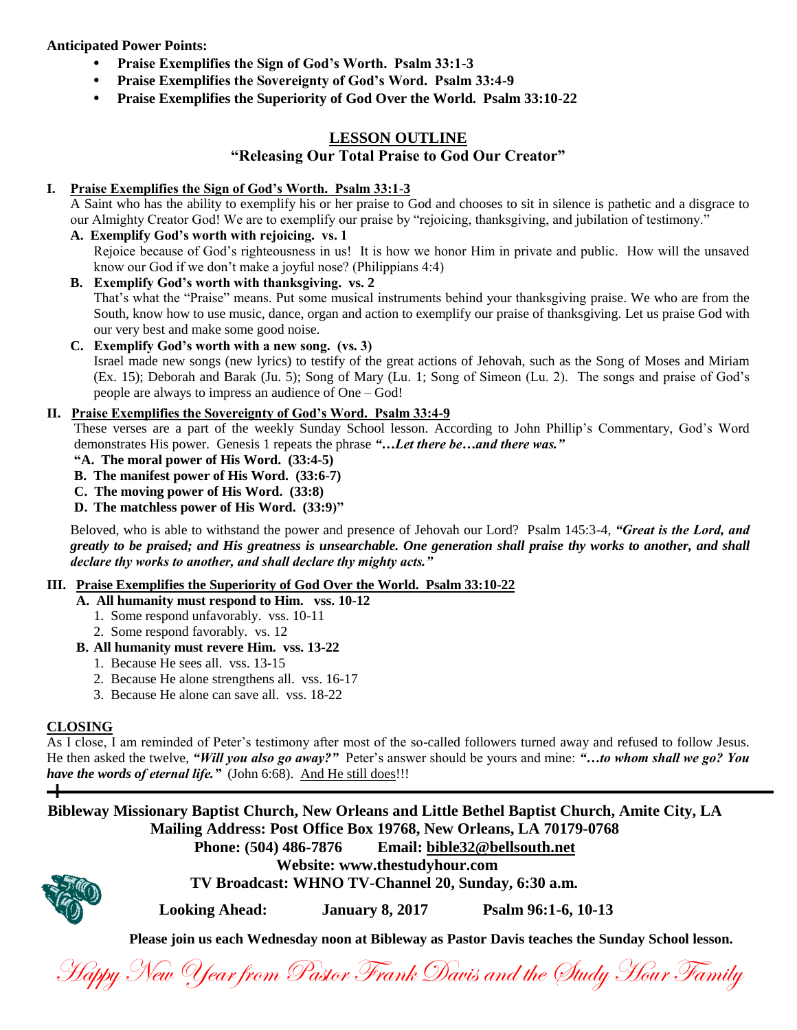**Anticipated Power Points:**

- **Praise Exemplifies the Sign of God's Worth. Psalm 33:1-3**
- **Praise Exemplifies the Sovereignty of God's Word. Psalm 33:4-9**
- **Praise Exemplifies the Superiority of God Over the World. Psalm 33:10-22**

## LESSON OUTLINE

### "Releasing Our Total Praise to God Our Creator"

**I. Praise Exemplifies the Sign of God's Worth. Psalm 33:1-3**

A Saint who has the ability to exemplify his or her praise to God and chooses to sit in silence is pathetic and a disgrace to our Almighty Creator God! We are to exemplify our praise by "rejoicing, thanksgiving, and jubilation of testimony."

**A. Exemplify God's worth with rejoicing. vs. 1**

Rejoice because of God's righteousness in us! It is how we honor Him in private and public. How will the unsaved know our God if we don't make a joyful nose? (Philippians 4:4)

**B. Exemplify God's worth with thanksgiving. vs. 2**

That's what the "Praise" means. Put some musical instruments behind your thanksgiving praise. We who are from the South, know how to use music, dance, organ and action to exemplify our praise of thanksgiving. Let us praise God with our very best and make some good noise.

**C. Exemplify God's worth with a new song. (vs. 3)**

Israel made new songs (new lyrics) to testify of the great actions of Jehovah, such as the Song of Moses and Miriam (Ex. 15); Deborah and Barak (Ju. 5); Song of Mary (Lu. 1; Song of Simeon (Lu. 2). The songs and praise of God's people are always to impress an audience of One – God!

**II. Praise Exemplifies the Sovereignty of God's Word. Psalm 33:4-9**

These verses are a part of the weekly Sunday School lesson. According to John Phillip's Commentary, God's Word demonstrates His power. Genesis 1 repeats the phrase ***"…Let there be…and there was."***

**"A. The moral power of His Word. (33:4-5)**
**B. The manifest power of His Word. (33:6-7)**
**C. The moving power of His Word. (33:8)**
**D. The matchless power of His Word. (33:9)"**

Beloved, who is able to withstand the power and presence of Jehovah our Lord? Psalm 145:3-4, ***"Great is the Lord, and greatly to be praised; and His greatness is unsearchable. One generation shall praise thy works to another, and shall declare thy works to another, and shall declare thy mighty acts."***

**III. Praise Exemplifies the Superiority of God Over the World. Psalm 33:10-22**

**A. All humanity must respond to Him. vss. 10-12**

1. Some respond unfavorably. vss. 10-11
2. Some respond favorably. vs. 12

**B. All humanity must revere Him. vss. 13-22**

1. Because He sees all. vss. 13-15
2. Because He alone strengthens all. vss. 16-17
3. Because He alone can save all. vss. 18-22

**CLOSING**

As I close, I am reminded of Peter's testimony after most of the so-called followers turned away and refused to follow Jesus. He then asked the twelve, ***"Will you also go away?"*** Peter's answer should be yours and mine: ***"…to whom shall we go? You have the words of eternal life."*** (John 6:68). And He still does!!!

---

**Bibleway Missionary Baptist Church, New Orleans and Little Bethel Baptist Church, Amite City, LA**
**Mailing Address: Post Office Box 19768, New Orleans, LA 70179-0768**
**Phone: (504) 486-7876 Email: bible32@bellsouth.net**
**Website: www.thestudyhour.com**
**TV Broadcast: WHNO TV-Channel 20, Sunday, 6:30 a.m.**

**Looking Ahead: January 8, 2017 Psalm 96:1-6, 10-13**

**Please join us each Wednesday noon at Bibleway as Pastor Davis teaches the Sunday School lesson.**

*Happy New Year from Pastor Frank Davis and the Study Hour Family*